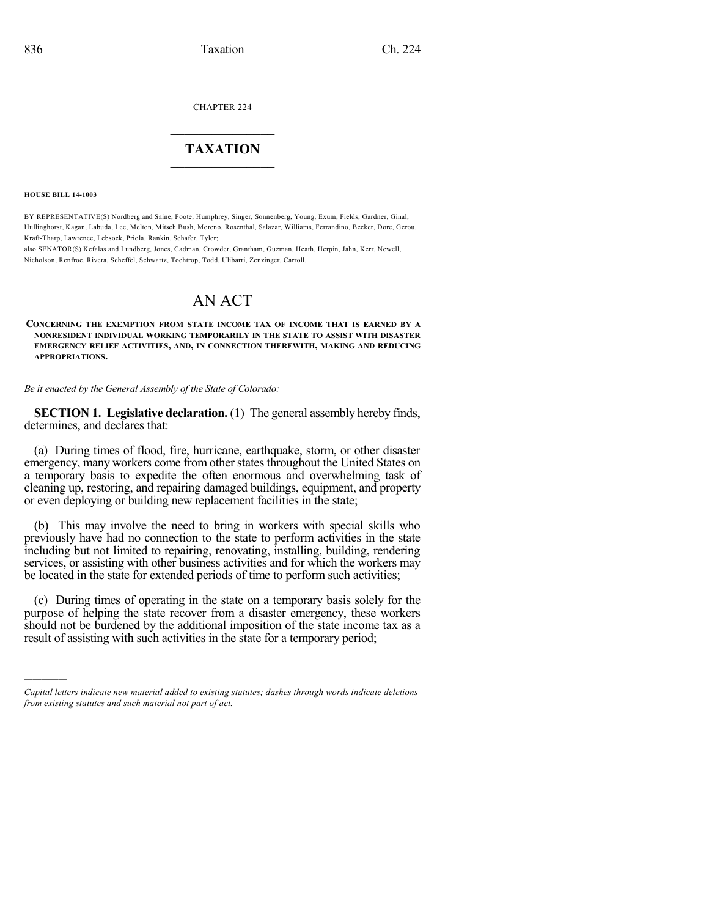CHAPTER 224

# TAXATION

**HOUSE BILL 14-1003**

BY REPRESENTATIVE(S) Nordberg and Saine, Foote, Humphrey, Singer, Sonnenberg, Young, Exum, Fields, Gardner, Ginal, Hullinghorst, Kagan, Labuda, Lee, Melton, Mitsch Bush, Moreno, Rosenthal, Salazar, Williams, Ferrandino, Becker, Dore, Gerou, Kraft-Tharp, Lawrence, Lebsock, Priola, Rankin, Schafer, Tyler;
also SENATOR(S) Kefalas and Lundberg, Jones, Cadman, Crowder, Grantham, Guzman, Heath, Herpin, Jahn, Kerr, Newell, Nicholson, Renfroe, Rivera, Scheffel, Schwartz, Tochtrop, Todd, Ulibarri, Zenzinger, Carroll.

# AN ACT

**CONCERNING THE EXEMPTION FROM STATE INCOME TAX OF INCOME THAT IS EARNED BY A NONRESIDENT INDIVIDUAL WORKING TEMPORARILY IN THE STATE TO ASSIST WITH DISASTER EMERGENCY RELIEF ACTIVITIES, AND, IN CONNECTION THEREWITH, MAKING AND REDUCING APPROPRIATIONS.**

*Be it enacted by the General Assembly of the State of Colorado:*

**SECTION 1. Legislative declaration.** (1) The general assembly hereby finds, determines, and declares that:

(a) During times of flood, fire, hurricane, earthquake, storm, or other disaster emergency, many workers come from other states throughout the United States on a temporary basis to expedite the often enormous and overwhelming task of cleaning up, restoring, and repairing damaged buildings, equipment, and property or even deploying or building new replacement facilities in the state;

(b) This may involve the need to bring in workers with special skills who previously have had no connection to the state to perform activities in the state including but not limited to repairing, renovating, installing, building, rendering services, or assisting with other business activities and for which the workers may be located in the state for extended periods of time to perform such activities;

(c) During times of operating in the state on a temporary basis solely for the purpose of helping the state recover from a disaster emergency, these workers should not be burdened by the additional imposition of the state income tax as a result of assisting with such activities in the state for a temporary period;

*Capital letters indicate new material added to existing statutes; dashes through words indicate deletions from existing statutes and such material not part of act.*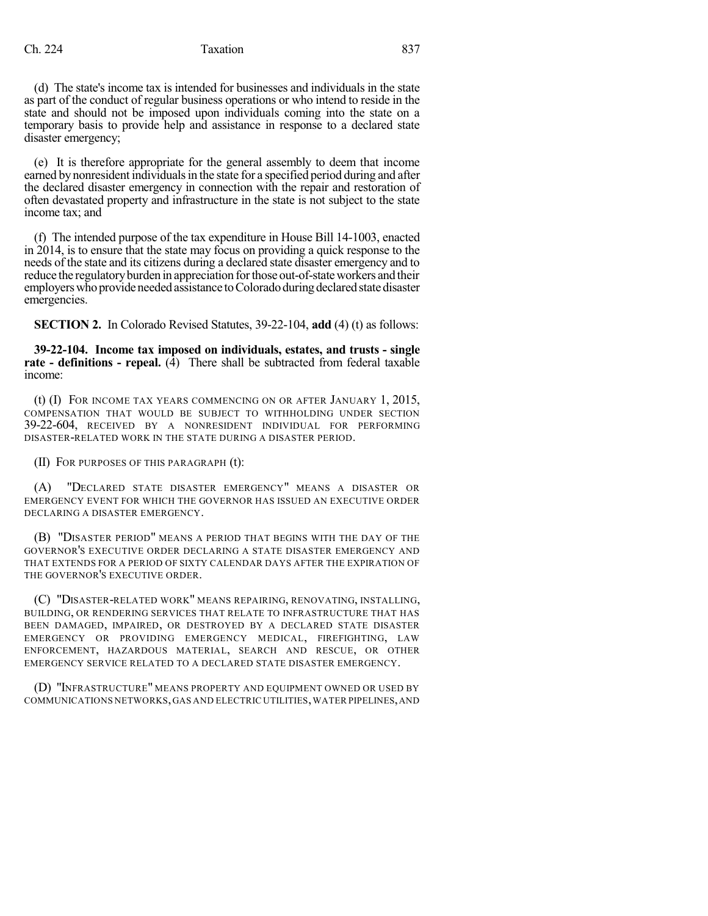(d) The state's income tax is intended for businesses and individuals in the state as part of the conduct of regular business operations or who intend to reside in the state and should not be imposed upon individuals coming into the state on a temporary basis to provide help and assistance in response to a declared state disaster emergency;

(e) It is therefore appropriate for the general assembly to deem that income earned by nonresident individuals in the state for a specified period during and after the declared disaster emergency in connection with the repair and restoration of often devastated property and infrastructure in the state is not subject to the state income tax; and

(f) The intended purpose of the tax expenditure in House Bill 14-1003, enacted in 2014, is to ensure that the state may focus on providing a quick response to the needs of the state and its citizens during a declared state disaster emergency and to reduce the regulatory burden in appreciation for those out-of-state workers and their employers who provide needed assistance to Colorado during declared state disaster emergencies.

**SECTION 2.** In Colorado Revised Statutes, 39-22-104, **add** (4) (t) as follows:

**39-22-104. Income tax imposed on individuals, estates, and trusts - single rate - definitions - repeal.** (4) There shall be subtracted from federal taxable income:

(t) (I) FOR INCOME TAX YEARS COMMENCING ON OR AFTER JANUARY 1, 2015, COMPENSATION THAT WOULD BE SUBJECT TO WITHHOLDING UNDER SECTION 39-22-604, RECEIVED BY A NONRESIDENT INDIVIDUAL FOR PERFORMING DISASTER-RELATED WORK IN THE STATE DURING A DISASTER PERIOD.

(II) FOR PURPOSES OF THIS PARAGRAPH (t):

(A) "DECLARED STATE DISASTER EMERGENCY" MEANS A DISASTER OR EMERGENCY EVENT FOR WHICH THE GOVERNOR HAS ISSUED AN EXECUTIVE ORDER DECLARING A DISASTER EMERGENCY.

(B) "DISASTER PERIOD" MEANS A PERIOD THAT BEGINS WITH THE DAY OF THE GOVERNOR'S EXECUTIVE ORDER DECLARING A STATE DISASTER EMERGENCY AND THAT EXTENDS FOR A PERIOD OF SIXTY CALENDAR DAYS AFTER THE EXPIRATION OF THE GOVERNOR'S EXECUTIVE ORDER.

(C) "DISASTER-RELATED WORK" MEANS REPAIRING, RENOVATING, INSTALLING, BUILDING, OR RENDERING SERVICES THAT RELATE TO INFRASTRUCTURE THAT HAS BEEN DAMAGED, IMPAIRED, OR DESTROYED BY A DECLARED STATE DISASTER EMERGENCY OR PROVIDING EMERGENCY MEDICAL, FIREFIGHTING, LAW ENFORCEMENT, HAZARDOUS MATERIAL, SEARCH AND RESCUE, OR OTHER EMERGENCY SERVICE RELATED TO A DECLARED STATE DISASTER EMERGENCY.

(D) "INFRASTRUCTURE" MEANS PROPERTY AND EQUIPMENT OWNED OR USED BY COMMUNICATIONS NETWORKS, GAS AND ELECTRIC UTILITIES, WATER PIPELINES, AND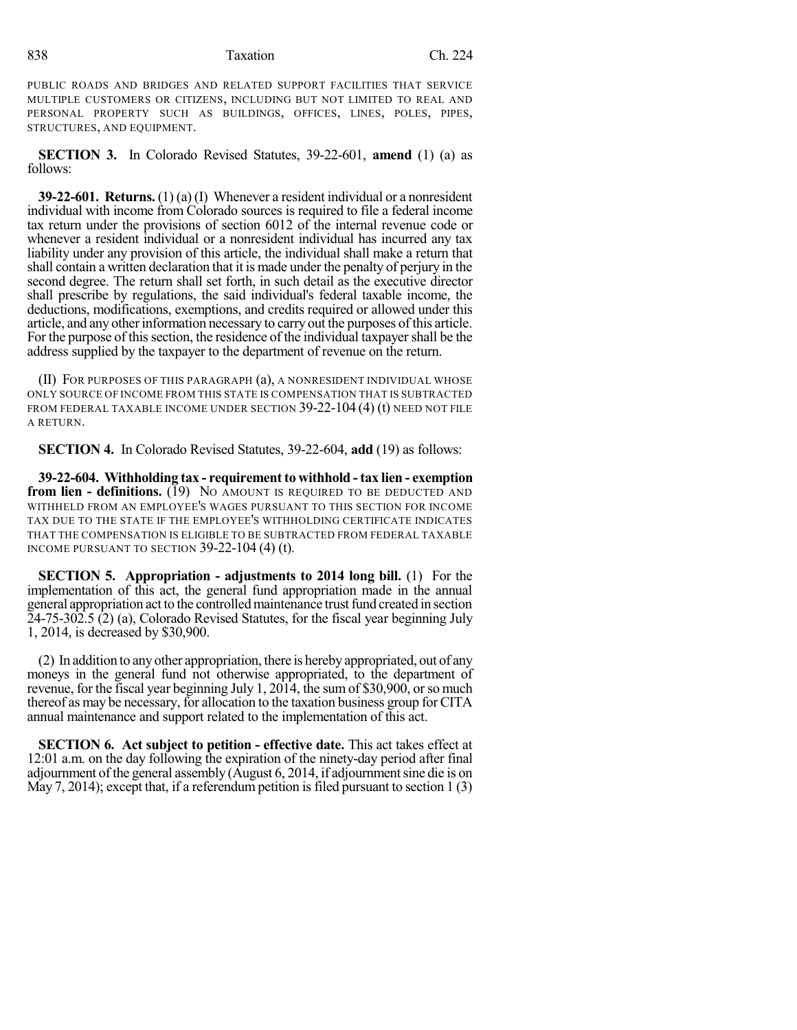PUBLIC ROADS AND BRIDGES AND RELATED SUPPORT FACILITIES THAT SERVICE MULTIPLE CUSTOMERS OR CITIZENS, INCLUDING BUT NOT LIMITED TO REAL AND PERSONAL PROPERTY SUCH AS BUILDINGS, OFFICES, LINES, POLES, PIPES, STRUCTURES, AND EQUIPMENT.

**SECTION 3.** In Colorado Revised Statutes, 39-22-601, **amend** (1) (a) as follows:

**39-22-601. Returns.** (1) (a) (I) Whenever a resident individual or a nonresident individual with income from Colorado sources is required to file a federal income tax return under the provisions of section 6012 of the internal revenue code or whenever a resident individual or a nonresident individual has incurred any tax liability under any provision of this article, the individual shall make a return that shall contain a written declaration that it is made under the penalty of perjury in the second degree. The return shall set forth, in such detail as the executive director shall prescribe by regulations, the said individual's federal taxable income, the deductions, modifications, exemptions, and credits required or allowed under this article, and any other information necessary to carry out the purposes of this article. For the purpose of this section, the residence of the individual taxpayer shall be the address supplied by the taxpayer to the department of revenue on the return.

(II) FOR PURPOSES OF THIS PARAGRAPH (a), A NONRESIDENT INDIVIDUAL WHOSE ONLY SOURCE OF INCOME FROM THIS STATE IS COMPENSATION THAT IS SUBTRACTED FROM FEDERAL TAXABLE INCOME UNDER SECTION 39-22-104 (4) (t) NEED NOT FILE A RETURN.

**SECTION 4.** In Colorado Revised Statutes, 39-22-604, **add** (19) as follows:

**39-22-604. Withholding tax - requirement to withhold - tax lien - exemption from lien - definitions.** (19) NO AMOUNT IS REQUIRED TO BE DEDUCTED AND WITHHELD FROM AN EMPLOYEE'S WAGES PURSUANT TO THIS SECTION FOR INCOME TAX DUE TO THE STATE IF THE EMPLOYEE'S WITHHOLDING CERTIFICATE INDICATES THAT THE COMPENSATION IS ELIGIBLE TO BE SUBTRACTED FROM FEDERAL TAXABLE INCOME PURSUANT TO SECTION 39-22-104 (4) (t).

**SECTION 5. Appropriation - adjustments to 2014 long bill.** (1) For the implementation of this act, the general fund appropriation made in the annual general appropriation act to the controlled maintenance trust fund created in section 24-75-302.5 (2) (a), Colorado Revised Statutes, for the fiscal year beginning July 1, 2014, is decreased by $30,900.

(2) In addition to any other appropriation, there is hereby appropriated, out of any moneys in the general fund not otherwise appropriated, to the department of revenue, for the fiscal year beginning July 1, 2014, the sum of $30,900, or so much thereof as may be necessary, for allocation to the taxation business group for CITA annual maintenance and support related to the implementation of this act.

**SECTION 6. Act subject to petition - effective date.** This act takes effect at 12:01 a.m. on the day following the expiration of the ninety-day period after final adjournment of the general assembly (August 6, 2014, if adjournment sine die is on May 7, 2014); except that, if a referendum petition is filed pursuant to section 1 (3)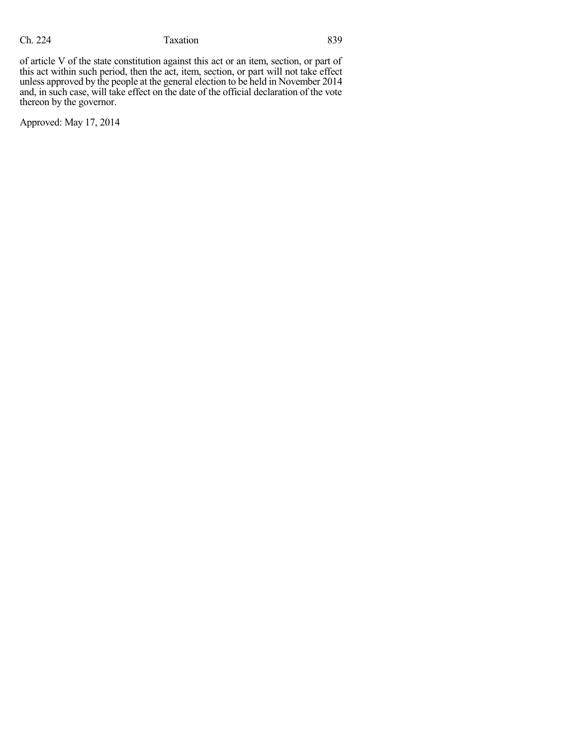of article V of the state constitution against this act or an item, section, or part of this act within such period, then the act, item, section, or part will not take effect unless approved by the people at the general election to be held in November 2014 and, in such case, will take effect on the date of the official declaration of the vote thereon by the governor.

Approved: May 17, 2014